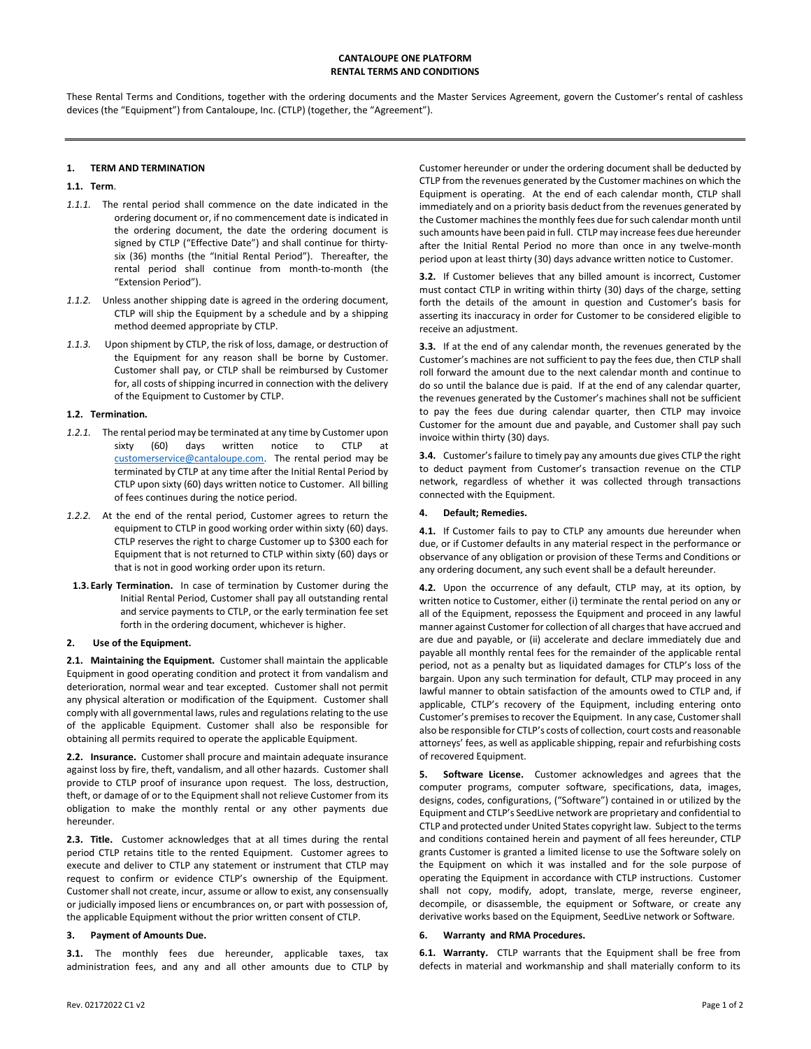**CANTALOUPE ONE PLATFORM**
**RENTAL TERMS AND CONDITIONS**

These Rental Terms and Conditions, together with the ordering documents and the Master Services Agreement, govern the Customer's rental of cashless devices (the "Equipment") from Cantaloupe, Inc. (CTLP) (together, the "Agreement").

---

## 1. TERM AND TERMINATION

**1.1. Term**.

*1.1.1.* The rental period shall commence on the date indicated in the ordering document or, if no commencement date is indicated in the ordering document, the date the ordering document is signed by CTLP ("Effective Date") and shall continue for thirty-six (36) months (the "Initial Rental Period"). Thereafter, the rental period shall continue from month-to-month (the "Extension Period").

*1.1.2.* Unless another shipping date is agreed in the ordering document, CTLP will ship the Equipment by a schedule and by a shipping method deemed appropriate by CTLP.

*1.1.3.* Upon shipment by CTLP, the risk of loss, damage, or destruction of the Equipment for any reason shall be borne by Customer. Customer shall pay, or CTLP shall be reimbursed by Customer for, all costs of shipping incurred in connection with the delivery of the Equipment to Customer by CTLP.

**1.2. Termination.**

*1.2.1.* The rental period may be terminated at any time by Customer upon sixty (60) days written notice to CTLP at customerservice@cantaloupe.com. The rental period may be terminated by CTLP at any time after the Initial Rental Period by CTLP upon sixty (60) days written notice to Customer. All billing of fees continues during the notice period.

*1.2.2.* At the end of the rental period, Customer agrees to return the equipment to CTLP in good working order within sixty (60) days. CTLP reserves the right to charge Customer up to $300 each for Equipment that is not returned to CTLP within sixty (60) days or that is not in good working order upon its return.

**1.3. Early Termination.** In case of termination by Customer during the Initial Rental Period, Customer shall pay all outstanding rental and service payments to CTLP, or the early termination fee set forth in the ordering document, whichever is higher.

## 2. Use of the Equipment.

**2.1. Maintaining the Equipment.** Customer shall maintain the applicable Equipment in good operating condition and protect it from vandalism and deterioration, normal wear and tear excepted. Customer shall not permit any physical alteration or modification of the Equipment. Customer shall comply with all governmental laws, rules and regulations relating to the use of the applicable Equipment. Customer shall also be responsible for obtaining all permits required to operate the applicable Equipment.

**2.2. Insurance.** Customer shall procure and maintain adequate insurance against loss by fire, theft, vandalism, and all other hazards. Customer shall provide to CTLP proof of insurance upon request. The loss, destruction, theft, or damage of or to the Equipment shall not relieve Customer from its obligation to make the monthly rental or any other payments due hereunder.

**2.3. Title.** Customer acknowledges that at all times during the rental period CTLP retains title to the rented Equipment. Customer agrees to execute and deliver to CTLP any statement or instrument that CTLP may request to confirm or evidence CTLP's ownership of the Equipment. Customer shall not create, incur, assume or allow to exist, any consensually or judicially imposed liens or encumbrances on, or part with possession of, the applicable Equipment without the prior written consent of CTLP.

## 3. Payment of Amounts Due.

**3.1.** The monthly fees due hereunder, applicable taxes, tax administration fees, and any and all other amounts due to CTLP by Customer hereunder or under the ordering document shall be deducted by CTLP from the revenues generated by the Customer machines on which the Equipment is operating. At the end of each calendar month, CTLP shall immediately and on a priority basis deduct from the revenues generated by the Customer machines the monthly fees due for such calendar month until such amounts have been paid in full. CTLP may increase fees due hereunder after the Initial Rental Period no more than once in any twelve-month period upon at least thirty (30) days advance written notice to Customer.

**3.2.** If Customer believes that any billed amount is incorrect, Customer must contact CTLP in writing within thirty (30) days of the charge, setting forth the details of the amount in question and Customer's basis for asserting its inaccuracy in order for Customer to be considered eligible to receive an adjustment.

**3.3.** If at the end of any calendar month, the revenues generated by the Customer's machines are not sufficient to pay the fees due, then CTLP shall roll forward the amount due to the next calendar month and continue to do so until the balance due is paid. If at the end of any calendar quarter, the revenues generated by the Customer's machines shall not be sufficient to pay the fees due during calendar quarter, then CTLP may invoice Customer for the amount due and payable, and Customer shall pay such invoice within thirty (30) days.

**3.4.** Customer's failure to timely pay any amounts due gives CTLP the right to deduct payment from Customer's transaction revenue on the CTLP network, regardless of whether it was collected through transactions connected with the Equipment.

## 4. Default; Remedies.

**4.1.** If Customer fails to pay to CTLP any amounts due hereunder when due, or if Customer defaults in any material respect in the performance or observance of any obligation or provision of these Terms and Conditions or any ordering document, any such event shall be a default hereunder.

**4.2.** Upon the occurrence of any default, CTLP may, at its option, by written notice to Customer, either (i) terminate the rental period on any or all of the Equipment, repossess the Equipment and proceed in any lawful manner against Customer for collection of all charges that have accrued and are due and payable, or (ii) accelerate and declare immediately due and payable all monthly rental fees for the remainder of the applicable rental period, not as a penalty but as liquidated damages for CTLP's loss of the bargain. Upon any such termination for default, CTLP may proceed in any lawful manner to obtain satisfaction of the amounts owed to CTLP and, if applicable, CTLP's recovery of the Equipment, including entering onto Customer's premises to recover the Equipment. In any case, Customer shall also be responsible for CTLP's costs of collection, court costs and reasonable attorneys' fees, as well as applicable shipping, repair and refurbishing costs of recovered Equipment.

## 5. Software License.

Customer acknowledges and agrees that the computer programs, computer software, specifications, data, images, designs, codes, configurations, ("Software") contained in or utilized by the Equipment and CTLP's SeedLive network are proprietary and confidential to CTLP and protected under United States copyright law. Subject to the terms and conditions contained herein and payment of all fees hereunder, CTLP grants Customer is granted a limited license to use the Software solely on the Equipment on which it was installed and for the sole purpose of operating the Equipment in accordance with CTLP instructions. Customer shall not copy, modify, adopt, translate, merge, reverse engineer, decompile, or disassemble, the equipment or Software, or create any derivative works based on the Equipment, SeedLive network or Software.

## 6. Warranty and RMA Procedures.

**6.1. Warranty.** CTLP warrants that the Equipment shall be free from defects in material and workmanship and shall materially conform to its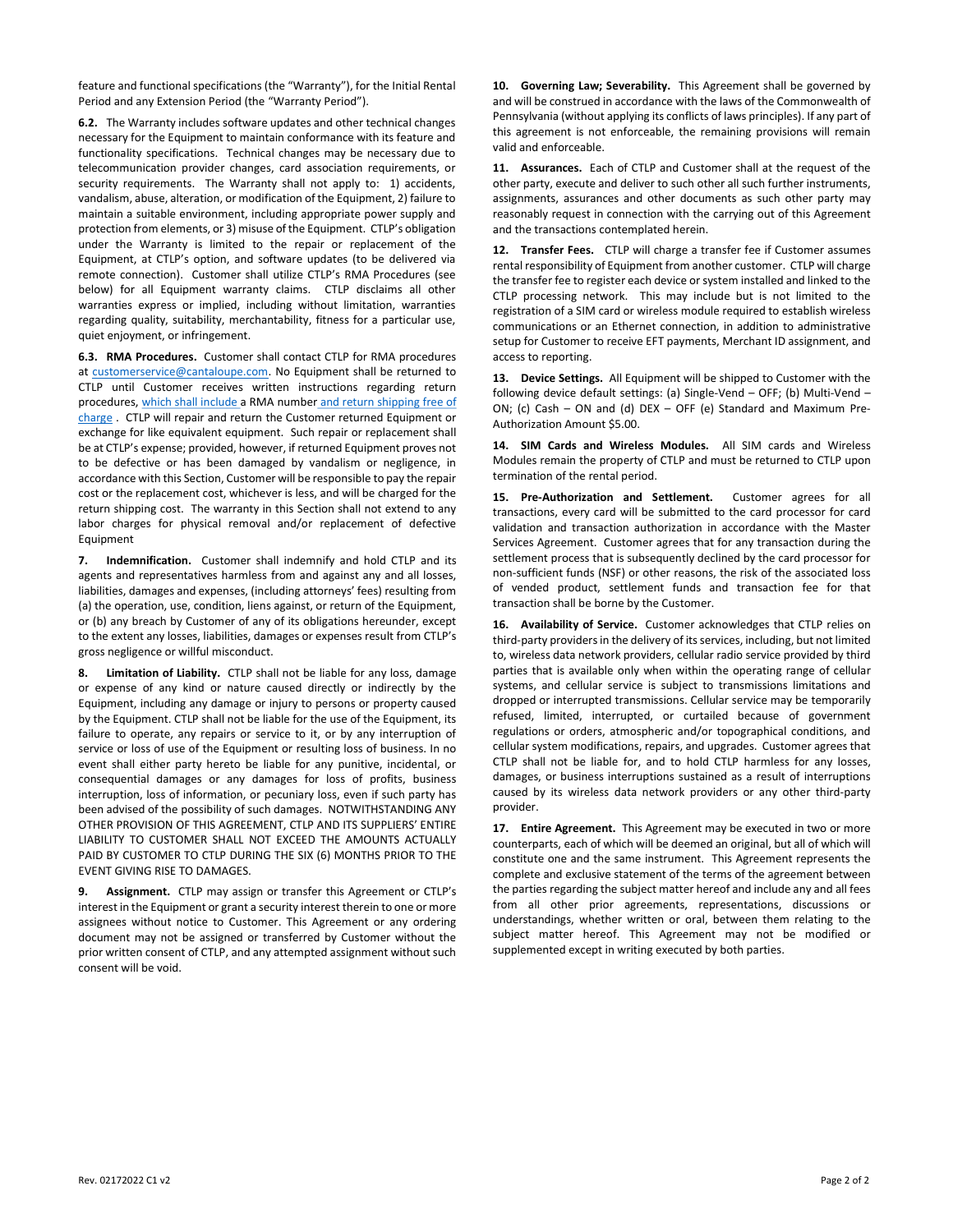feature and functional specifications (the "Warranty"), for the Initial Rental Period and any Extension Period (the "Warranty Period").

**6.2.** The Warranty includes software updates and other technical changes necessary for the Equipment to maintain conformance with its feature and functionality specifications. Technical changes may be necessary due to telecommunication provider changes, card association requirements, or security requirements. The Warranty shall not apply to: 1) accidents, vandalism, abuse, alteration, or modification of the Equipment, 2) failure to maintain a suitable environment, including appropriate power supply and protection from elements, or 3) misuse of the Equipment. CTLP's obligation under the Warranty is limited to the repair or replacement of the Equipment, at CTLP's option, and software updates (to be delivered via remote connection). Customer shall utilize CTLP's RMA Procedures (see below) for all Equipment warranty claims. CTLP disclaims all other warranties express or implied, including without limitation, warranties regarding quality, suitability, merchantability, fitness for a particular use, quiet enjoyment, or infringement.

**6.3. RMA Procedures.** Customer shall contact CTLP for RMA procedures at customerservice@cantaloupe.com. No Equipment shall be returned to CTLP until Customer receives written instructions regarding return procedures, which shall include a RMA number and return shipping free of charge . CTLP will repair and return the Customer returned Equipment or exchange for like equivalent equipment. Such repair or replacement shall be at CTLP's expense; provided, however, if returned Equipment proves not to be defective or has been damaged by vandalism or negligence, in accordance with this Section, Customer will be responsible to pay the repair cost or the replacement cost, whichever is less, and will be charged for the return shipping cost. The warranty in this Section shall not extend to any labor charges for physical removal and/or replacement of defective Equipment

**7. Indemnification.** Customer shall indemnify and hold CTLP and its agents and representatives harmless from and against any and all losses, liabilities, damages and expenses, (including attorneys' fees) resulting from (a) the operation, use, condition, liens against, or return of the Equipment, or (b) any breach by Customer of any of its obligations hereunder, except to the extent any losses, liabilities, damages or expenses result from CTLP's gross negligence or willful misconduct.

**8. Limitation of Liability.** CTLP shall not be liable for any loss, damage or expense of any kind or nature caused directly or indirectly by the Equipment, including any damage or injury to persons or property caused by the Equipment. CTLP shall not be liable for the use of the Equipment, its failure to operate, any repairs or service to it, or by any interruption of service or loss of use of the Equipment or resulting loss of business. In no event shall either party hereto be liable for any punitive, incidental, or consequential damages or any damages for loss of profits, business interruption, loss of information, or pecuniary loss, even if such party has been advised of the possibility of such damages. NOTWITHSTANDING ANY OTHER PROVISION OF THIS AGREEMENT, CTLP AND ITS SUPPLIERS' ENTIRE LIABILITY TO CUSTOMER SHALL NOT EXCEED THE AMOUNTS ACTUALLY PAID BY CUSTOMER TO CTLP DURING THE SIX (6) MONTHS PRIOR TO THE EVENT GIVING RISE TO DAMAGES.

**9. Assignment.** CTLP may assign or transfer this Agreement or CTLP's interest in the Equipment or grant a security interest therein to one or more assignees without notice to Customer. This Agreement or any ordering document may not be assigned or transferred by Customer without the prior written consent of CTLP, and any attempted assignment without such consent will be void.

**10. Governing Law; Severability.** This Agreement shall be governed by and will be construed in accordance with the laws of the Commonwealth of Pennsylvania (without applying its conflicts of laws principles). If any part of this agreement is not enforceable, the remaining provisions will remain valid and enforceable.

**11. Assurances.** Each of CTLP and Customer shall at the request of the other party, execute and deliver to such other all such further instruments, assignments, assurances and other documents as such other party may reasonably request in connection with the carrying out of this Agreement and the transactions contemplated herein.

**12. Transfer Fees.** CTLP will charge a transfer fee if Customer assumes rental responsibility of Equipment from another customer. CTLP will charge the transfer fee to register each device or system installed and linked to the CTLP processing network. This may include but is not limited to the registration of a SIM card or wireless module required to establish wireless communications or an Ethernet connection, in addition to administrative setup for Customer to receive EFT payments, Merchant ID assignment, and access to reporting.

**13. Device Settings.** All Equipment will be shipped to Customer with the following device default settings: (a) Single-Vend – OFF; (b) Multi-Vend – ON; (c) Cash – ON and (d) DEX – OFF (e) Standard and Maximum Pre-Authorization Amount $5.00.

**14. SIM Cards and Wireless Modules.** All SIM cards and Wireless Modules remain the property of CTLP and must be returned to CTLP upon termination of the rental period.

**15. Pre-Authorization and Settlement.** Customer agrees for all transactions, every card will be submitted to the card processor for card validation and transaction authorization in accordance with the Master Services Agreement. Customer agrees that for any transaction during the settlement process that is subsequently declined by the card processor for non-sufficient funds (NSF) or other reasons, the risk of the associated loss of vended product, settlement funds and transaction fee for that transaction shall be borne by the Customer.

**16. Availability of Service.** Customer acknowledges that CTLP relies on third-party providers in the delivery of its services, including, but not limited to, wireless data network providers, cellular radio service provided by third parties that is available only when within the operating range of cellular systems, and cellular service is subject to transmissions limitations and dropped or interrupted transmissions. Cellular service may be temporarily refused, limited, interrupted, or curtailed because of government regulations or orders, atmospheric and/or topographical conditions, and cellular system modifications, repairs, and upgrades. Customer agrees that CTLP shall not be liable for, and to hold CTLP harmless for any losses, damages, or business interruptions sustained as a result of interruptions caused by its wireless data network providers or any other third-party provider.

**17. Entire Agreement.** This Agreement may be executed in two or more counterparts, each of which will be deemed an original, but all of which will constitute one and the same instrument. This Agreement represents the complete and exclusive statement of the terms of the agreement between the parties regarding the subject matter hereof and include any and all fees from all other prior agreements, representations, discussions or understandings, whether written or oral, between them relating to the subject matter hereof. This Agreement may not be modified or supplemented except in writing executed by both parties.

Rev. 02172022 C1 v2